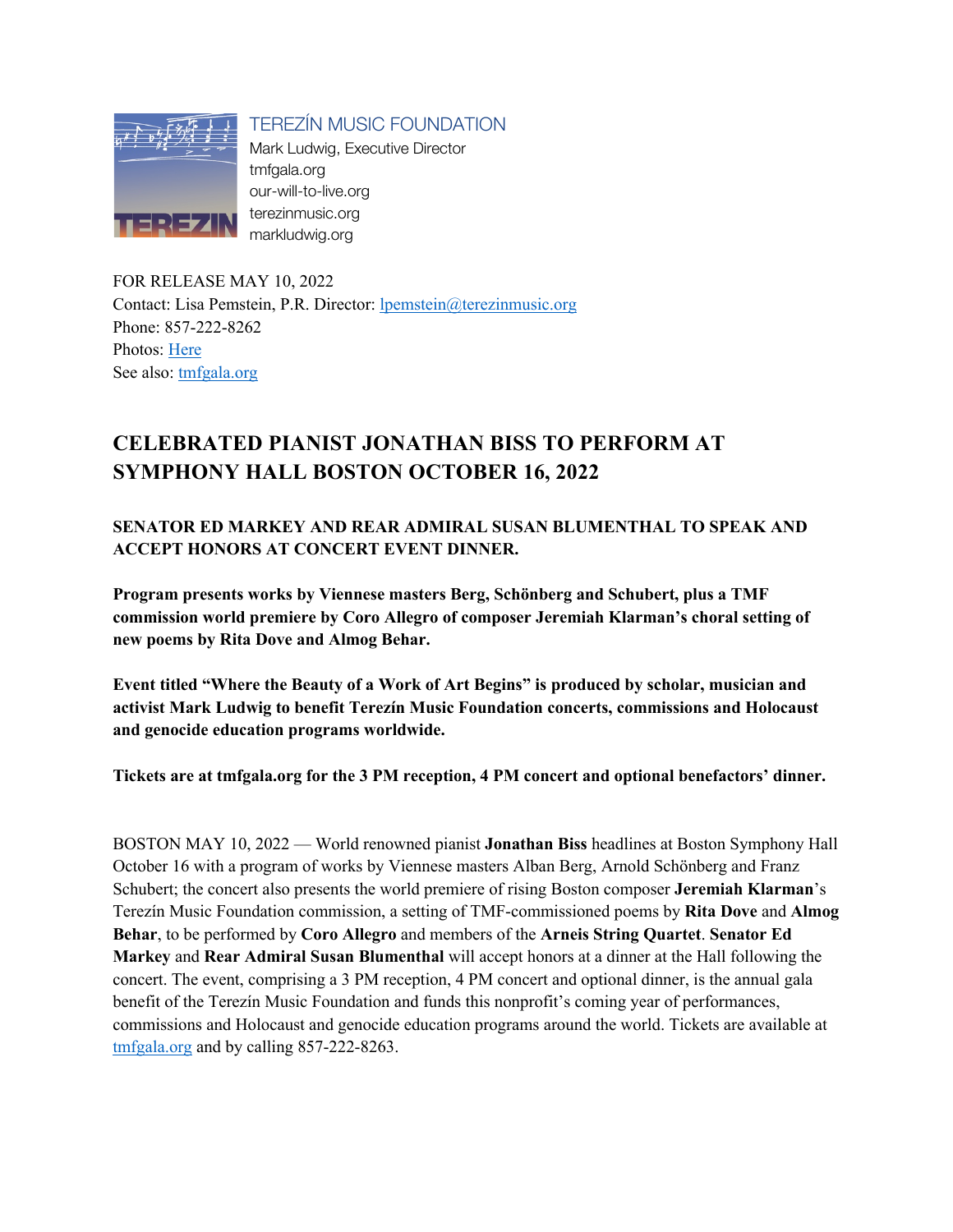TEREZÍN MUSIC FOUNDATION
Mark Ludwig, Executive Director
tmfgala.org
our-will-to-live.org
terezinmusic.org
markludwig.org

FOR RELEASE MAY 10, 2022
Contact: Lisa Pemstein, P.R. Director: lpemstein@terezinmusic.org
Phone: 857-222-8262
Photos: Here
See also: tmfgala.org

# CELEBRATED PIANIST JONATHAN BISS TO PERFORM AT SYMPHONY HALL BOSTON OCTOBER 16, 2022

**SENATOR ED MARKEY AND REAR ADMIRAL SUSAN BLUMENTHAL TO SPEAK AND ACCEPT HONORS AT CONCERT EVENT DINNER.**

**Program presents works by Viennese masters Berg, Schönberg and Schubert, plus a TMF commission world premiere by Coro Allegro of composer Jeremiah Klarman's choral setting of new poems by Rita Dove and Almog Behar.**

**Event titled "Where the Beauty of a Work of Art Begins" is produced by scholar, musician and activist Mark Ludwig to benefit Terezín Music Foundation concerts, commissions and Holocaust and genocide education programs worldwide.**

**Tickets are at tmfgala.org for the 3 PM reception, 4 PM concert and optional benefactors' dinner.**

BOSTON MAY 10, 2022 — World renowned pianist **Jonathan Biss** headlines at Boston Symphony Hall October 16 with a program of works by Viennese masters Alban Berg, Arnold Schönberg and Franz Schubert; the concert also presents the world premiere of rising Boston composer **Jeremiah Klarman**'s Terezín Music Foundation commission, a setting of TMF-commissioned poems by **Rita Dove** and **Almog Behar**, to be performed by **Coro Allegro** and members of the **Arneis String Quartet**. **Senator Ed Markey** and **Rear Admiral Susan Blumenthal** will accept honors at a dinner at the Hall following the concert. The event, comprising a 3 PM reception, 4 PM concert and optional dinner, is the annual gala benefit of the Terezín Music Foundation and funds this nonprofit's coming year of performances, commissions and Holocaust and genocide education programs around the world. Tickets are available at tmfgala.org and by calling 857-222-8263.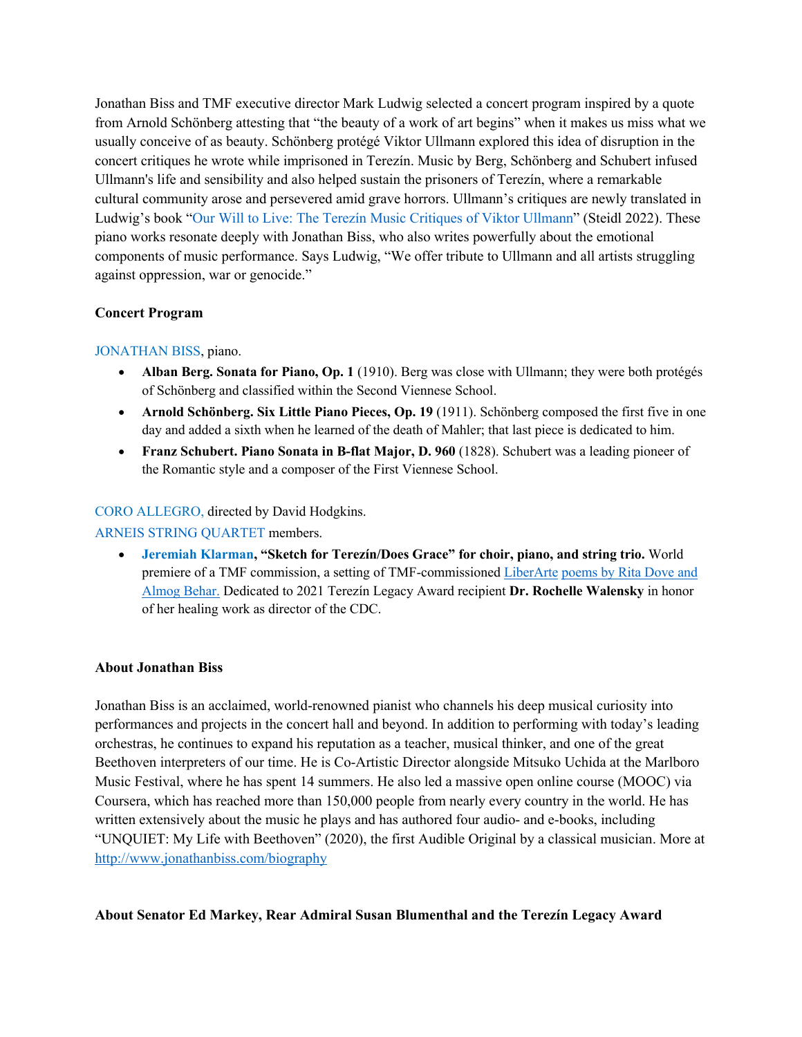Jonathan Biss and TMF executive director Mark Ludwig selected a concert program inspired by a quote from Arnold Schönberg attesting that "the beauty of a work of art begins" when it makes us miss what we usually conceive of as beauty. Schönberg protégé Viktor Ullmann explored this idea of disruption in the concert critiques he wrote while imprisoned in Terezín. Music by Berg, Schönberg and Schubert infused Ullmann's life and sensibility and also helped sustain the prisoners of Terezín, where a remarkable cultural community arose and persevered amid grave horrors. Ullmann's critiques are newly translated in Ludwig's book "Our Will to Live: The Terezín Music Critiques of Viktor Ullmann" (Steidl 2022). These piano works resonate deeply with Jonathan Biss, who also writes powerfully about the emotional components of music performance. Says Ludwig, "We offer tribute to Ullmann and all artists struggling against oppression, war or genocide."

**Concert Program**

JONATHAN BISS, piano.

- **Alban Berg. Sonata for Piano, Op. 1** (1910). Berg was close with Ullmann; they were both protégés of Schönberg and classified within the Second Viennese School.
- **Arnold Schönberg. Six Little Piano Pieces, Op. 19** (1911). Schönberg composed the first five in one day and added a sixth when he learned of the death of Mahler; that last piece is dedicated to him.
- **Franz Schubert. Piano Sonata in B-flat Major, D. 960** (1828). Schubert was a leading pioneer of the Romantic style and a composer of the First Viennese School.

CORO ALLEGRO, directed by David Hodgkins.
ARNEIS STRING QUARTET members.

- **Jeremiah Klarman, "Sketch for Terezín/Does Grace" for choir, piano, and string trio.** World premiere of a TMF commission, a setting of TMF-commissioned LiberArte poems by Rita Dove and Almog Behar. Dedicated to 2021 Terezín Legacy Award recipient **Dr. Rochelle Walensky** in honor of her healing work as director of the CDC.

**About Jonathan Biss**

Jonathan Biss is an acclaimed, world-renowned pianist who channels his deep musical curiosity into performances and projects in the concert hall and beyond. In addition to performing with today's leading orchestras, he continues to expand his reputation as a teacher, musical thinker, and one of the great Beethoven interpreters of our time. He is Co-Artistic Director alongside Mitsuko Uchida at the Marlboro Music Festival, where he has spent 14 summers. He also led a massive open online course (MOOC) via Coursera, which has reached more than 150,000 people from nearly every country in the world. He has written extensively about the music he plays and has authored four audio- and e-books, including "UNQUIET: My Life with Beethoven" (2020), the first Audible Original by a classical musician. More at http://www.jonathanbiss.com/biography

**About Senator Ed Markey, Rear Admiral Susan Blumenthal and the Terezín Legacy Award**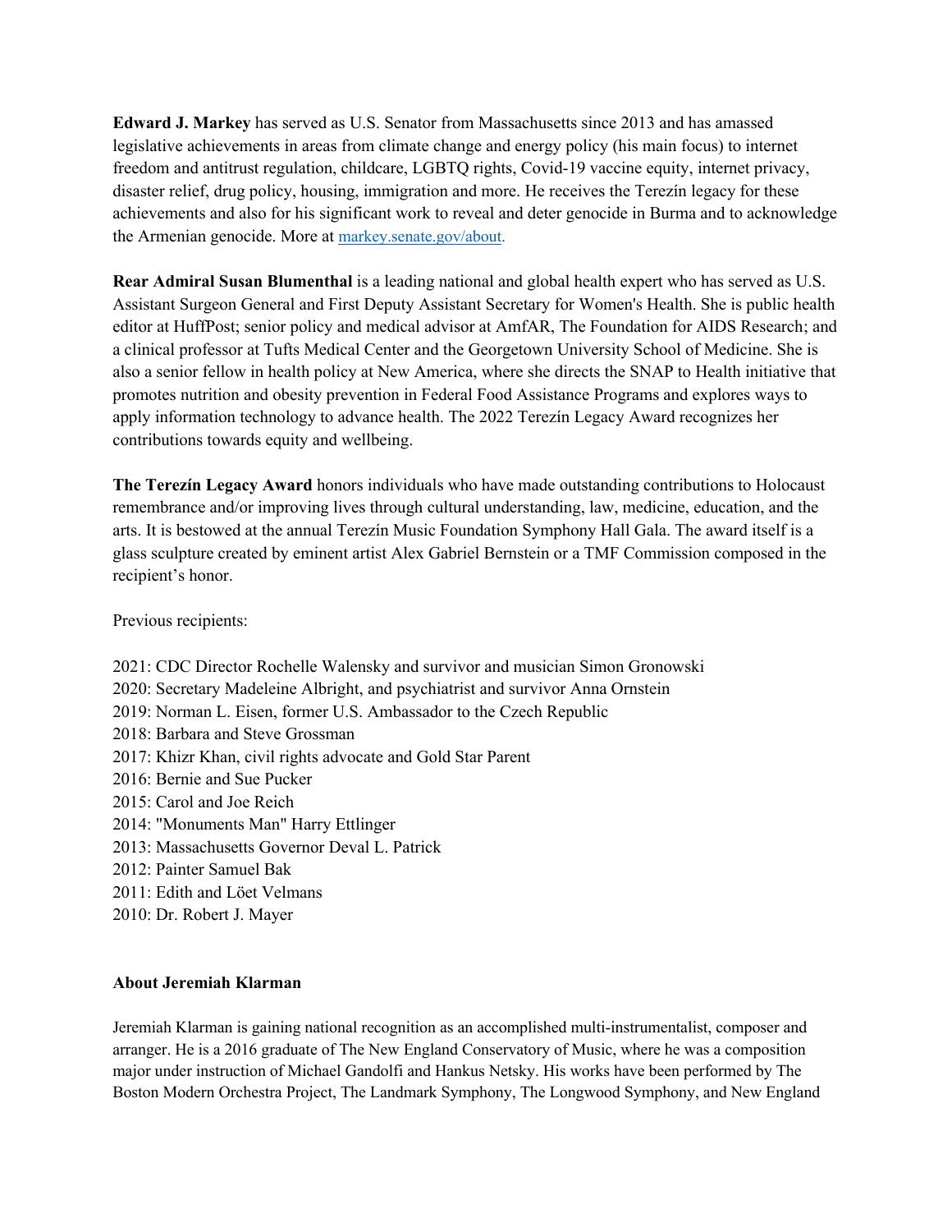**Edward J. Markey** has served as U.S. Senator from Massachusetts since 2013 and has amassed legislative achievements in areas from climate change and energy policy (his main focus) to internet freedom and antitrust regulation, childcare, LGBTQ rights, Covid-19 vaccine equity, internet privacy, disaster relief, drug policy, housing, immigration and more. He receives the Terezín legacy for these achievements and also for his significant work to reveal and deter genocide in Burma and to acknowledge the Armenian genocide. More at [markey.senate.gov/about](markey.senate.gov/about).

**Rear Admiral Susan Blumenthal** is a leading national and global health expert who has served as U.S. Assistant Surgeon General and First Deputy Assistant Secretary for Women's Health. She is public health editor at HuffPost; senior policy and medical advisor at AmfAR, The Foundation for AIDS Research; and a clinical professor at Tufts Medical Center and the Georgetown University School of Medicine. She is also a senior fellow in health policy at New America, where she directs the SNAP to Health initiative that promotes nutrition and obesity prevention in Federal Food Assistance Programs and explores ways to apply information technology to advance health. The 2022 Terezín Legacy Award recognizes her contributions towards equity and wellbeing.

**The Terezín Legacy Award** honors individuals who have made outstanding contributions to Holocaust remembrance and/or improving lives through cultural understanding, law, medicine, education, and the arts. It is bestowed at the annual Terezín Music Foundation Symphony Hall Gala. The award itself is a glass sculpture created by eminent artist Alex Gabriel Bernstein or a TMF Commission composed in the recipient's honor.

Previous recipients:

2021: CDC Director Rochelle Walensky and survivor and musician Simon Gronowski
2020: Secretary Madeleine Albright, and psychiatrist and survivor Anna Ornstein
2019: Norman L. Eisen, former U.S. Ambassador to the Czech Republic
2018: Barbara and Steve Grossman
2017: Khizr Khan, civil rights advocate and Gold Star Parent
2016: Bernie and Sue Pucker
2015: Carol and Joe Reich
2014: "Monuments Man" Harry Ettlinger
2013: Massachusetts Governor Deval L. Patrick
2012: Painter Samuel Bak
2011: Edith and Löet Velmans
2010: Dr. Robert J. Mayer

**About Jeremiah Klarman**

Jeremiah Klarman is gaining national recognition as an accomplished multi-instrumentalist, composer and arranger. He is a 2016 graduate of The New England Conservatory of Music, where he was a composition major under instruction of Michael Gandolfi and Hankus Netsky. His works have been performed by The Boston Modern Orchestra Project, The Landmark Symphony, The Longwood Symphony, and New England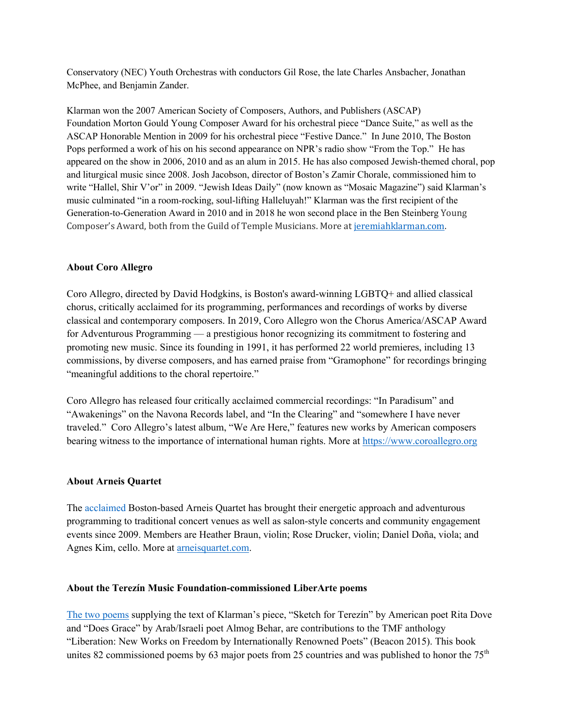Conservatory (NEC) Youth Orchestras with conductors Gil Rose, the late Charles Ansbacher, Jonathan McPhee, and Benjamin Zander.

Klarman won the 2007 American Society of Composers, Authors, and Publishers (ASCAP) Foundation Morton Gould Young Composer Award for his orchestral piece "Dance Suite," as well as the ASCAP Honorable Mention in 2009 for his orchestral piece "Festive Dance." In June 2010, The Boston Pops performed a work of his on his second appearance on NPR's radio show "From the Top." He has appeared on the show in 2006, 2010 and as an alum in 2015. He has also composed Jewish-themed choral, pop and liturgical music since 2008. Josh Jacobson, director of Boston's Zamir Chorale, commissioned him to write "Hallel, Shir V'or" in 2009. "Jewish Ideas Daily" (now known as "Mosaic Magazine") said Klarman's music culminated "in a room-rocking, soul-lifting Halleluyah!" Klarman was the first recipient of the Generation-to-Generation Award in 2010 and in 2018 he won second place in the Ben Steinberg Young Composer's Award, both from the Guild of Temple Musicians. More at [jeremiahklarman.com](jeremiahklarman.com).

**About Coro Allegro**

Coro Allegro, directed by David Hodgkins, is Boston's award-winning LGBTQ+ and allied classical chorus, critically acclaimed for its programming, performances and recordings of works by diverse classical and contemporary composers. In 2019, Coro Allegro won the Chorus America/ASCAP Award for Adventurous Programming — a prestigious honor recognizing its commitment to fostering and promoting new music. Since its founding in 1991, it has performed 22 world premieres, including 13 commissions, by diverse composers, and has earned praise from "Gramophone" for recordings bringing "meaningful additions to the choral repertoire."

Coro Allegro has released four critically acclaimed commercial recordings: "In Paradisum" and "Awakenings" on the Navona Records label, and "In the Clearing" and "somewhere I have never traveled." Coro Allegro's latest album, "We Are Here," features new works by American composers bearing witness to the importance of international human rights. More at [https://www.coroallegro.org](https://www.coroallegro.org)

**About Arneis Quartet**

The acclaimed Boston-based Arneis Quartet has brought their energetic approach and adventurous programming to traditional concert venues as well as salon-style concerts and community engagement events since 2009. Members are Heather Braun, violin; Rose Drucker, violin; Daniel Doña, viola; and Agnes Kim, cello. More at [arneisquartet.com](arneisquartet.com).

**About the Terezín Music Foundation-commissioned LiberArte poems**

The two poems supplying the text of Klarman's piece, "Sketch for Terezín" by American poet Rita Dove and "Does Grace" by Arab/Israeli poet Almog Behar, are contributions to the TMF anthology "Liberation: New Works on Freedom by Internationally Renowned Poets" (Beacon 2015). This book unites 82 commissioned poems by 63 major poets from 25 countries and was published to honor the 75th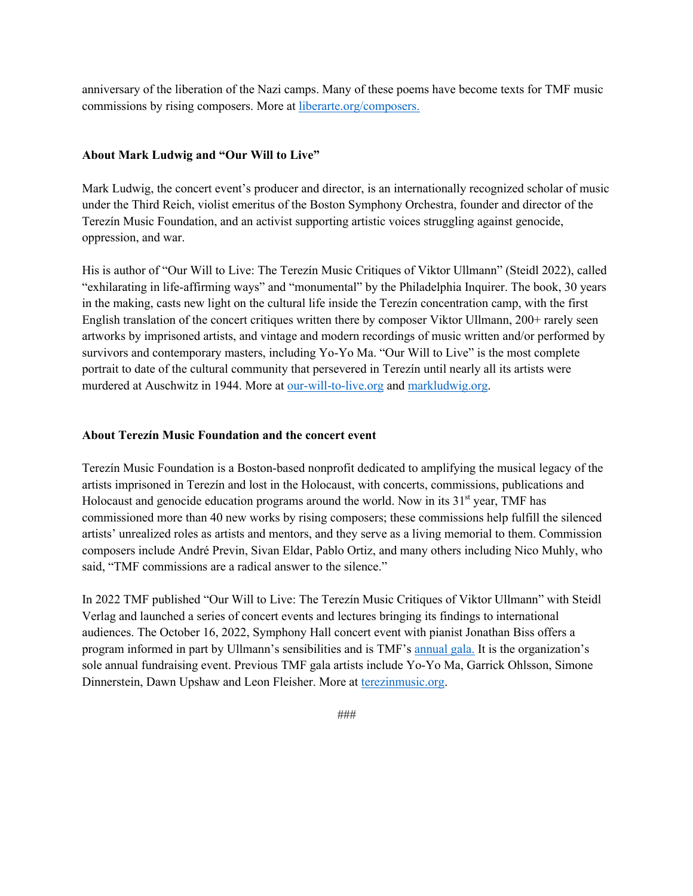anniversary of the liberation of the Nazi camps. Many of these poems have become texts for TMF music commissions by rising composers. More at [liberarte.org/composers.](liberarte.org/composers)

**About Mark Ludwig and "Our Will to Live"**

Mark Ludwig, the concert event's producer and director, is an internationally recognized scholar of music under the Third Reich, violist emeritus of the Boston Symphony Orchestra, founder and director of the Terezín Music Foundation, and an activist supporting artistic voices struggling against genocide, oppression, and war.

His is author of "Our Will to Live: The Terezín Music Critiques of Viktor Ullmann" (Steidl 2022), called "exhilarating in life-affirming ways" and "monumental" by the Philadelphia Inquirer. The book, 30 years in the making, casts new light on the cultural life inside the Terezín concentration camp, with the first English translation of the concert critiques written there by composer Viktor Ullmann, 200+ rarely seen artworks by imprisoned artists, and vintage and modern recordings of music written and/or performed by survivors and contemporary masters, including Yo-Yo Ma. "Our Will to Live" is the most complete portrait to date of the cultural community that persevered in Terezín until nearly all its artists were murdered at Auschwitz in 1944. More at [our-will-to-live.org](our-will-to-live.org) and [markludwig.org](markludwig.org).

**About Terezín Music Foundation and the concert event**

Terezín Music Foundation is a Boston-based nonprofit dedicated to amplifying the musical legacy of the artists imprisoned in Terezín and lost in the Holocaust, with concerts, commissions, publications and Holocaust and genocide education programs around the world. Now in its 31st year, TMF has commissioned more than 40 new works by rising composers; these commissions help fulfill the silenced artists' unrealized roles as artists and mentors, and they serve as a living memorial to them. Commission composers include André Previn, Sivan Eldar, Pablo Ortiz, and many others including Nico Muhly, who said, "TMF commissions are a radical answer to the silence."

In 2022 TMF published "Our Will to Live: The Terezín Music Critiques of Viktor Ullmann" with Steidl Verlag and launched a series of concert events and lectures bringing its findings to international audiences. The October 16, 2022, Symphony Hall concert event with pianist Jonathan Biss offers a program informed in part by Ullmann's sensibilities and is TMF's annual gala. It is the organization's sole annual fundraising event. Previous TMF gala artists include Yo-Yo Ma, Garrick Ohlsson, Simone Dinnerstein, Dawn Upshaw and Leon Fleisher. More at [terezinmusic.org](terezinmusic.org).

###